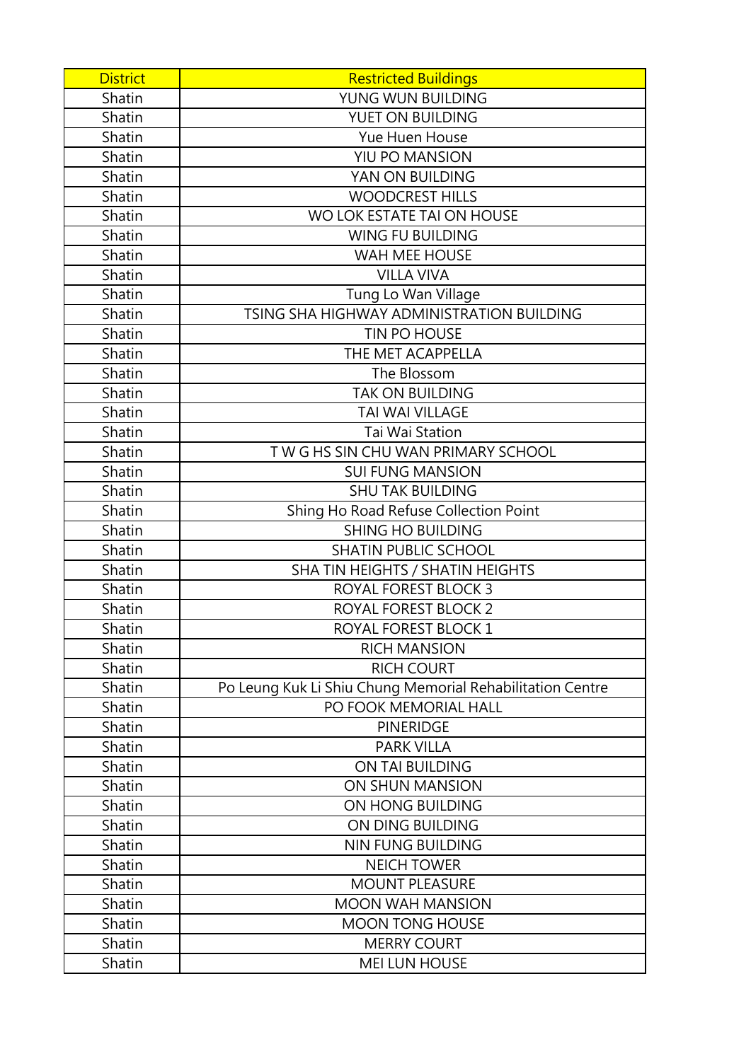| District | Restricted Buildings |
|---|---|
| Shatin | YUNG WUN BUILDING |
| Shatin | YUET ON BUILDING |
| Shatin | Yue Huen House |
| Shatin | YIU PO MANSION |
| Shatin | YAN ON BUILDING |
| Shatin | WOODCREST HILLS |
| Shatin | WO LOK ESTATE TAI ON HOUSE |
| Shatin | WING FU BUILDING |
| Shatin | WAH MEE HOUSE |
| Shatin | VILLA VIVA |
| Shatin | Tung Lo Wan Village |
| Shatin | TSING SHA HIGHWAY ADMINISTRATION BUILDING |
| Shatin | TIN PO HOUSE |
| Shatin | THE MET ACAPPELLA |
| Shatin | The Blossom |
| Shatin | TAK ON BUILDING |
| Shatin | TAI WAI VILLAGE |
| Shatin | Tai Wai Station |
| Shatin | T W G HS SIN CHU WAN PRIMARY SCHOOL |
| Shatin | SUI FUNG MANSION |
| Shatin | SHU TAK BUILDING |
| Shatin | Shing Ho Road Refuse Collection Point |
| Shatin | SHING HO BUILDING |
| Shatin | SHATIN PUBLIC SCHOOL |
| Shatin | SHA TIN HEIGHTS / SHATIN HEIGHTS |
| Shatin | ROYAL FOREST BLOCK 3 |
| Shatin | ROYAL FOREST BLOCK 2 |
| Shatin | ROYAL FOREST BLOCK 1 |
| Shatin | RICH MANSION |
| Shatin | RICH COURT |
| Shatin | Po Leung Kuk Li Shiu Chung Memorial Rehabilitation Centre |
| Shatin | PO FOOK MEMORIAL HALL |
| Shatin | PINERIDGE |
| Shatin | PARK VILLA |
| Shatin | ON TAI BUILDING |
| Shatin | ON SHUN MANSION |
| Shatin | ON HONG BUILDING |
| Shatin | ON DING BUILDING |
| Shatin | NIN FUNG BUILDING |
| Shatin | NEICH TOWER |
| Shatin | MOUNT PLEASURE |
| Shatin | MOON WAH MANSION |
| Shatin | MOON TONG HOUSE |
| Shatin | MERRY COURT |
| Shatin | MEI LUN HOUSE |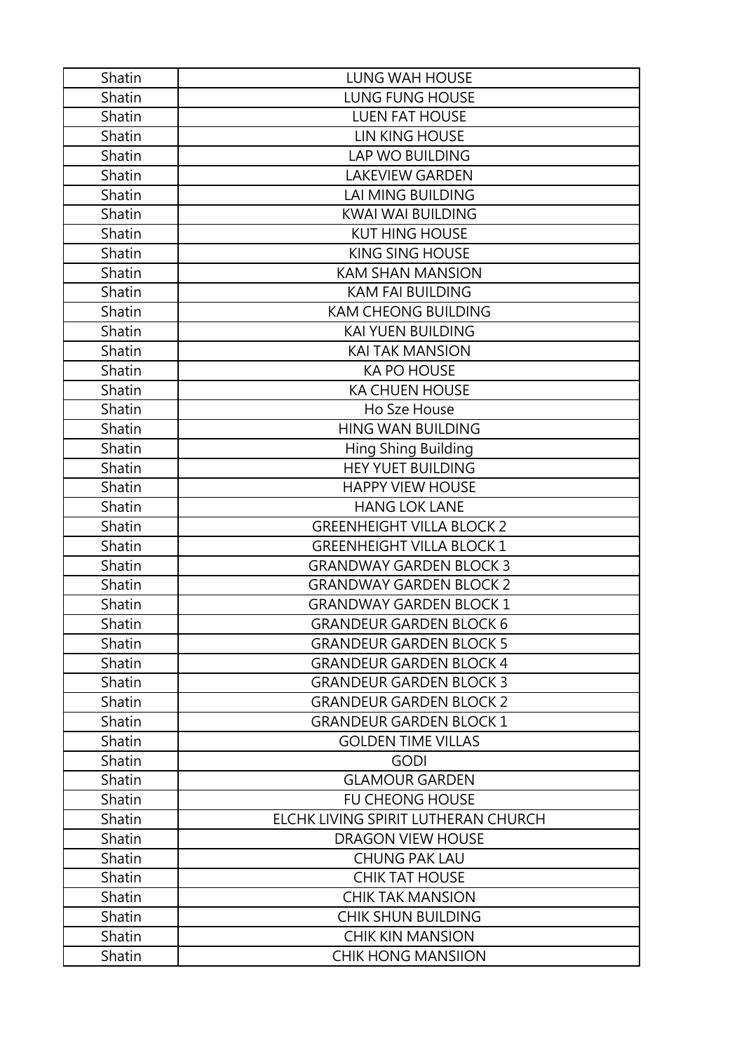| Shatin | LUNG WAH HOUSE |
|---|---|
| Shatin | LUNG FUNG HOUSE |
| Shatin | LUEN FAT HOUSE |
| Shatin | LIN KING HOUSE |
| Shatin | LAP WO BUILDING |
| Shatin | LAKEVIEW GARDEN |
| Shatin | LAI MING BUILDING |
| Shatin | KWAI WAI BUILDING |
| Shatin | KUT HING HOUSE |
| Shatin | KING SING HOUSE |
| Shatin | KAM SHAN MANSION |
| Shatin | KAM FAI BUILDING |
| Shatin | KAM CHEONG BUILDING |
| Shatin | KAI YUEN BUILDING |
| Shatin | KAI TAK MANSION |
| Shatin | KA PO HOUSE |
| Shatin | KA CHUEN HOUSE |
| Shatin | Ho Sze House |
| Shatin | HING WAN BUILDING |
| Shatin | Hing Shing Building |
| Shatin | HEY YUET BUILDING |
| Shatin | HAPPY VIEW HOUSE |
| Shatin | HANG LOK LANE |
| Shatin | GREENHEIGHT VILLA BLOCK 2 |
| Shatin | GREENHEIGHT VILLA BLOCK 1 |
| Shatin | GRANDWAY GARDEN BLOCK 3 |
| Shatin | GRANDWAY GARDEN BLOCK 2 |
| Shatin | GRANDWAY GARDEN BLOCK 1 |
| Shatin | GRANDEUR GARDEN BLOCK 6 |
| Shatin | GRANDEUR GARDEN BLOCK 5 |
| Shatin | GRANDEUR GARDEN BLOCK 4 |
| Shatin | GRANDEUR GARDEN BLOCK 3 |
| Shatin | GRANDEUR GARDEN BLOCK 2 |
| Shatin | GRANDEUR GARDEN BLOCK 1 |
| Shatin | GOLDEN TIME VILLAS |
| Shatin | GODI |
| Shatin | GLAMOUR GARDEN |
| Shatin | FU CHEONG HOUSE |
| Shatin | ELCHK LIVING SPIRIT LUTHERAN CHURCH |
| Shatin | DRAGON VIEW HOUSE |
| Shatin | CHUNG PAK LAU |
| Shatin | CHIK TAT HOUSE |
| Shatin | CHIK TAK MANSION |
| Shatin | CHIK SHUN BUILDING |
| Shatin | CHIK KIN MANSION |
| Shatin | CHIK HONG MANSIION |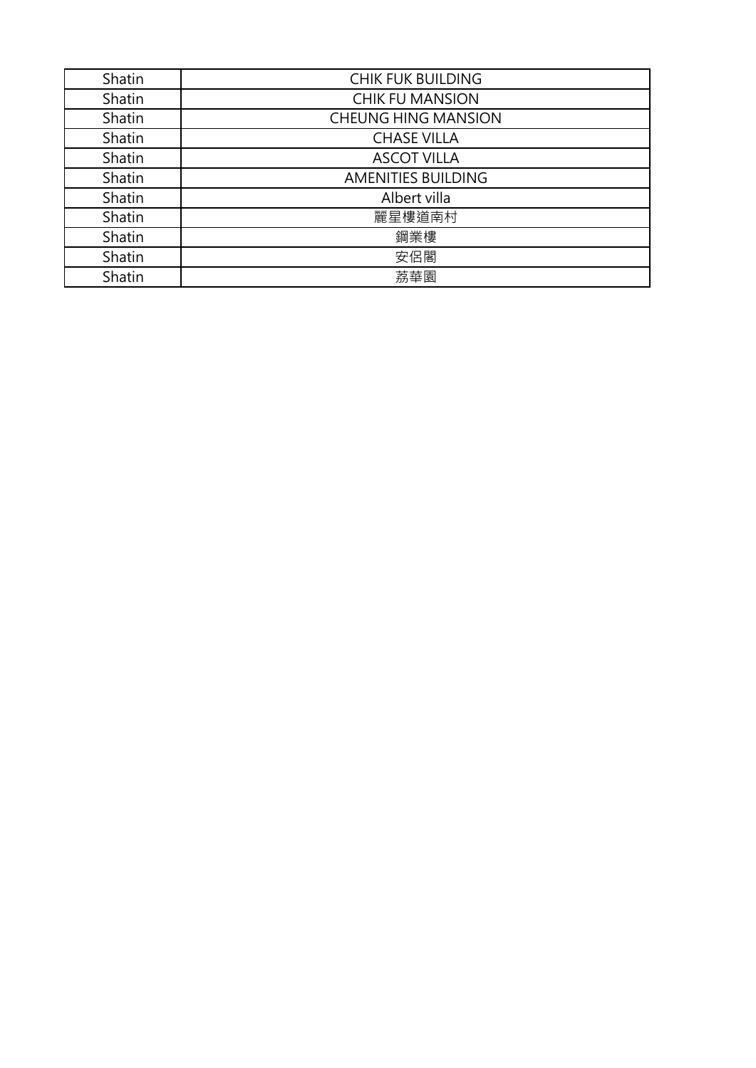| | |
|---|---|
| Shatin | CHIK FUK BUILDING |
| Shatin | CHIK FU MANSION |
| Shatin | CHEUNG HING MANSION |
| Shatin | CHASE VILLA |
| Shatin | ASCOT VILLA |
| Shatin | AMENITIES BUILDING |
| Shatin | Albert villa |
| Shatin | 麗星樓道南村 |
| Shatin | 鋼業樓 |
| Shatin | 安侶閣 |
| Shatin | 荔華園 |